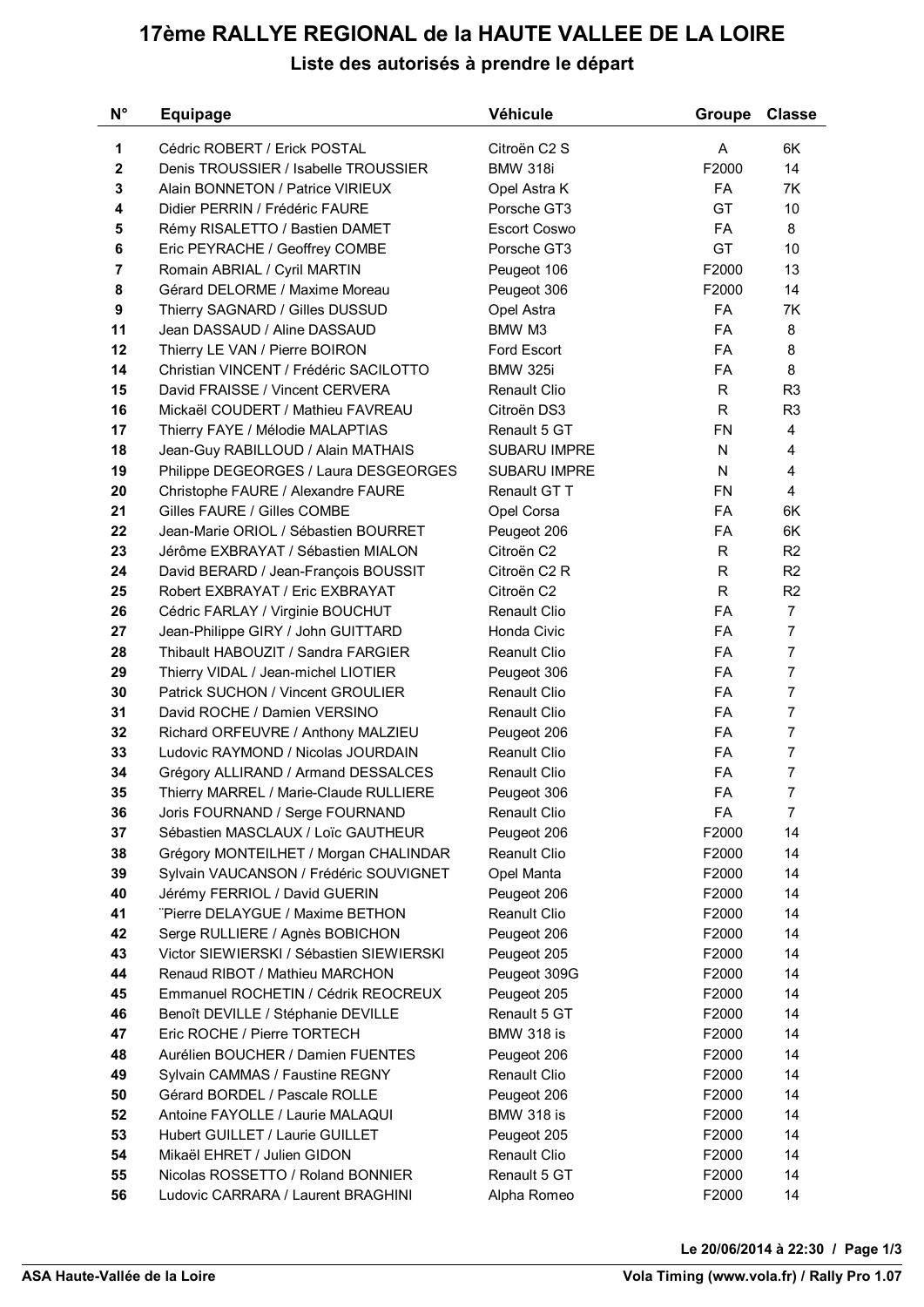# 17ème RALLYE REGIONAL de la HAUTE VALLEE DE LA LOIRE

## Liste des autorisés à prendre le départ

| N° | Equipage | Véhicule | Groupe | Classe |
|---|---|---|---|---|
| 1 | Cédric ROBERT / Erick POSTAL | Citroën C2 S | A | 6K |
| 2 | Denis TROUSSIER / Isabelle TROUSSIER | BMW 318i | F2000 | 14 |
| 3 | Alain BONNETON / Patrice VIRIEUX | Opel Astra K | FA | 7K |
| 4 | Didier PERRIN / Frédéric FAURE | Porsche GT3 | GT | 10 |
| 5 | Rémy RISALETTO / Bastien DAMET | Escort Coswo | FA | 8 |
| 6 | Eric PEYRACHE / Geoffrey COMBE | Porsche GT3 | GT | 10 |
| 7 | Romain ABRIAL / Cyril MARTIN | Peugeot 106 | F2000 | 13 |
| 8 | Gérard DELORME / Maxime Moreau | Peugeot 306 | F2000 | 14 |
| 9 | Thierry SAGNARD / Gilles DUSSUD | Opel Astra | FA | 7K |
| 11 | Jean DASSAUD / Aline DASSAUD | BMW M3 | FA | 8 |
| 12 | Thierry LE VAN / Pierre BOIRON | Ford Escort | FA | 8 |
| 14 | Christian VINCENT / Frédéric SACILOTTO | BMW 325i | FA | 8 |
| 15 | David FRAISSE / Vincent CERVERA | Renault Clio | R | R3 |
| 16 | Mickaël COUDERT / Mathieu FAVREAU | Citroën DS3 | R | R3 |
| 17 | Thierry FAYE / Mélodie MALAPTIAS | Renault 5 GT | FN | 4 |
| 18 | Jean-Guy RABILLOUD / Alain MATHAIS | SUBARU IMPRE | N | 4 |
| 19 | Philippe DEGEORGES / Laura DESGEORGES | SUBARU IMPRE | N | 4 |
| 20 | Christophe FAURE / Alexandre FAURE | Renault GT T | FN | 4 |
| 21 | Gilles FAURE / Gilles COMBE | Opel Corsa | FA | 6K |
| 22 | Jean-Marie ORIOL / Sébastien BOURRET | Peugeot 206 | FA | 6K |
| 23 | Jérôme EXBRAYAT / Sébastien MIALON | Citroën C2 | R | R2 |
| 24 | David BERARD / Jean-François BOUSSIT | Citroën C2 R | R | R2 |
| 25 | Robert EXBRAYAT / Eric EXBRAYAT | Citroën C2 | R | R2 |
| 26 | Cédric FARLAY / Virginie BOUCHUT | Renault Clio | FA | 7 |
| 27 | Jean-Philippe GIRY / John GUITTARD | Honda Civic | FA | 7 |
| 28 | Thibault HABOUZIT / Sandra FARGIER | Reanult Clio | FA | 7 |
| 29 | Thierry VIDAL / Jean-michel LIOTIER | Peugeot 306 | FA | 7 |
| 30 | Patrick SUCHON / Vincent GROULIER | Renault Clio | FA | 7 |
| 31 | David ROCHE / Damien VERSINO | Renault Clio | FA | 7 |
| 32 | Richard ORFEUVRE / Anthony MALZIEU | Peugeot 206 | FA | 7 |
| 33 | Ludovic RAYMOND / Nicolas JOURDAIN | Reanult Clio | FA | 7 |
| 34 | Grégory ALLIRAND / Armand DESSALCES | Renault Clio | FA | 7 |
| 35 | Thierry MARREL / Marie-Claude RULLIERE | Peugeot 306 | FA | 7 |
| 36 | Joris FOURNAND / Serge FOURNAND | Renault Clio | FA | 7 |
| 37 | Sébastien MASCLAUX / Loïc GAUTHEUR | Peugeot 206 | F2000 | 14 |
| 38 | Grégory MONTEILHET / Morgan CHALINDAR | Reanult Clio | F2000 | 14 |
| 39 | Sylvain VAUCANSON / Frédéric SOUVIGNET | Opel Manta | F2000 | 14 |
| 40 | Jérémy FERRIOL / David GUERIN | Peugeot 206 | F2000 | 14 |
| 41 | ¨Pierre DELAYGUE / Maxime BETHON | Reanult Clio | F2000 | 14 |
| 42 | Serge RULLIERE / Agnès BOBICHON | Peugeot 206 | F2000 | 14 |
| 43 | Victor SIEWIERSKI / Sébastien SIEWIERSKI | Peugeot 205 | F2000 | 14 |
| 44 | Renaud RIBOT / Mathieu MARCHON | Peugeot 309G | F2000 | 14 |
| 45 | Emmanuel ROCHETIN / Cédrik REOCREUX | Peugeot 205 | F2000 | 14 |
| 46 | Benoît DEVILLE / Stéphanie DEVILLE | Renault 5 GT | F2000 | 14 |
| 47 | Eric ROCHE / Pierre TORTECH | BMW 318 is | F2000 | 14 |
| 48 | Aurélien BOUCHER / Damien FUENTES | Peugeot 206 | F2000 | 14 |
| 49 | Sylvain CAMMAS / Faustine REGNY | Renault Clio | F2000 | 14 |
| 50 | Gérard BORDEL / Pascale ROLLE | Peugeot 206 | F2000 | 14 |
| 52 | Antoine FAYOLLE / Laurie MALAQUI | BMW 318 is | F2000 | 14 |
| 53 | Hubert GUILLET / Laurie GUILLET | Peugeot 205 | F2000 | 14 |
| 54 | Mikaël EHRET / Julien GIDON | Renault Clio | F2000 | 14 |
| 55 | Nicolas ROSSETTO / Roland BONNIER | Renault 5 GT | F2000 | 14 |
| 56 | Ludovic CARRARA / Laurent BRAGHINI | Alpha Romeo | F2000 | 14 |

Le 20/06/2014 à 22:30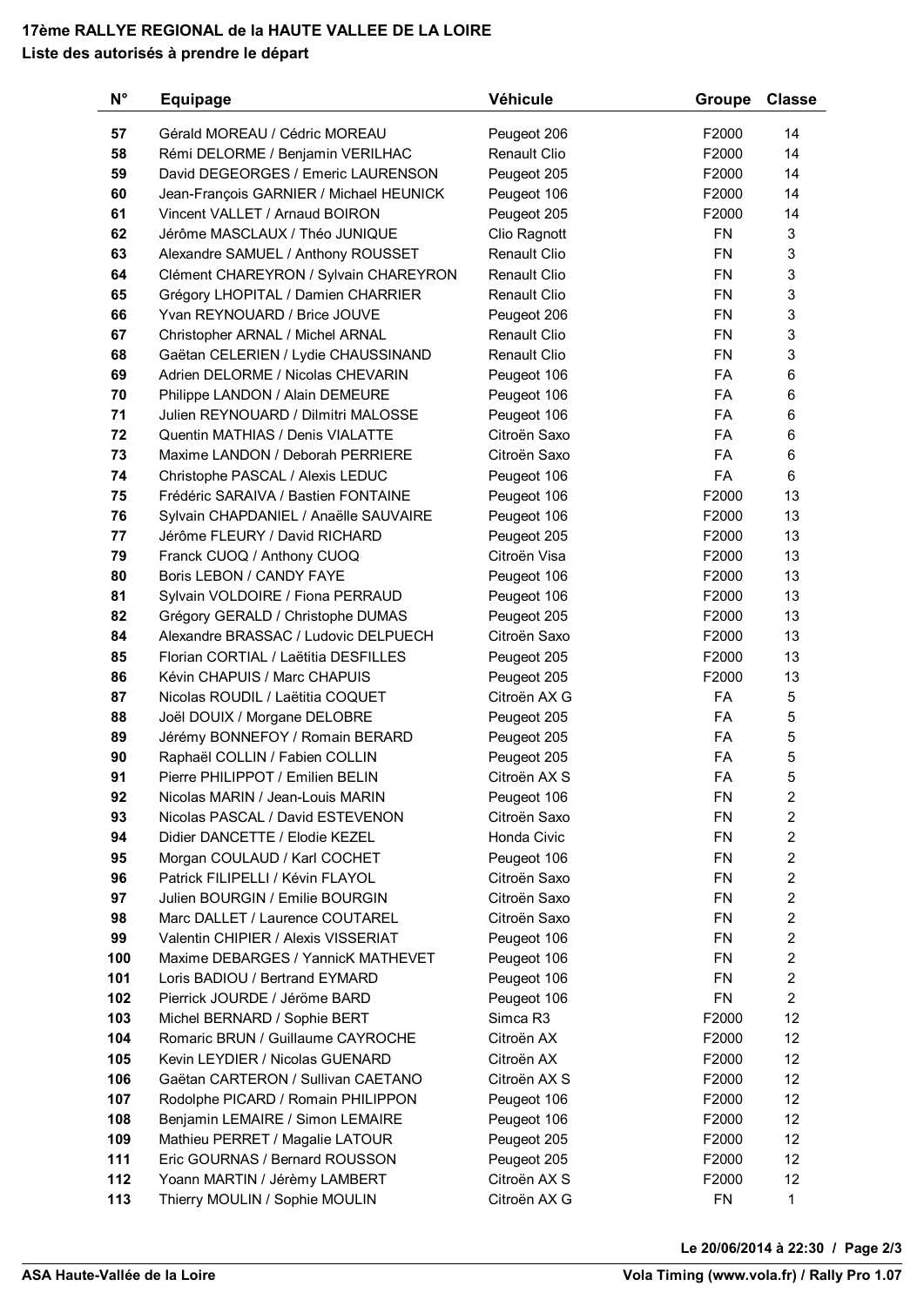**17ème RALLYE REGIONAL de la HAUTE VALLEE DE LA LOIRE**
**Liste des autorisés à prendre le départ**

| N° | Equipage | Véhicule | Groupe | Classe |
|---|---|---|---|---|
| 57 | Gérald MOREAU / Cédric MOREAU | Peugeot 206 | F2000 | 14 |
| 58 | Rémi DELORME / Benjamin VERILHAC | Renault Clio | F2000 | 14 |
| 59 | David DEGEORGES / Emeric LAURENSON | Peugeot 205 | F2000 | 14 |
| 60 | Jean-François GARNIER / Michael HEUNICK | Peugeot 106 | F2000 | 14 |
| 61 | Vincent VALLET / Arnaud BOIRON | Peugeot 205 | F2000 | 14 |
| 62 | Jérôme MASCLAUX / Théo JUNIQUE | Clio Ragnott | FN | 3 |
| 63 | Alexandre SAMUEL / Anthony ROUSSET | Renault Clio | FN | 3 |
| 64 | Clément CHAREYRON / Sylvain CHAREYRON | Renault Clio | FN | 3 |
| 65 | Grégory LHOPITAL / Damien CHARRIER | Renault Clio | FN | 3 |
| 66 | Yvan REYNOUARD / Brice JOUVE | Peugeot 206 | FN | 3 |
| 67 | Christopher ARNAL / Michel ARNAL | Renault Clio | FN | 3 |
| 68 | Gaëtan CELERIEN / Lydie CHAUSSINAND | Renault Clio | FN | 3 |
| 69 | Adrien DELORME / Nicolas CHEVARIN | Peugeot 106 | FA | 6 |
| 70 | Philippe LANDON / Alain DEMEURE | Peugeot 106 | FA | 6 |
| 71 | Julien REYNOUARD / Dilmitri MALOSSE | Peugeot 106 | FA | 6 |
| 72 | Quentin MATHIAS / Denis VIALATTE | Citroën Saxo | FA | 6 |
| 73 | Maxime LANDON / Deborah PERRIERE | Citroën Saxo | FA | 6 |
| 74 | Christophe PASCAL / Alexis LEDUC | Peugeot 106 | FA | 6 |
| 75 | Frédéric SARAIVA / Bastien FONTAINE | Peugeot 106 | F2000 | 13 |
| 76 | Sylvain CHAPDANIEL / Anaëlle SAUVAIRE | Peugeot 106 | F2000 | 13 |
| 77 | Jérôme FLEURY / David RICHARD | Peugeot 205 | F2000 | 13 |
| 79 | Franck CUOQ / Anthony CUOQ | Citroën Visa | F2000 | 13 |
| 80 | Boris LEBON / CANDY FAYE | Peugeot 106 | F2000 | 13 |
| 81 | Sylvain VOLDOIRE / Fiona PERRAUD | Peugeot 106 | F2000 | 13 |
| 82 | Grégory GERALD / Christophe DUMAS | Peugeot 205 | F2000 | 13 |
| 84 | Alexandre BRASSAC / Ludovic DELPUECH | Citroën Saxo | F2000 | 13 |
| 85 | Florian CORTIAL / Laëtitia DESFILLES | Peugeot 205 | F2000 | 13 |
| 86 | Kévin CHAPUIS / Marc CHAPUIS | Peugeot 205 | F2000 | 13 |
| 87 | Nicolas ROUDIL / Laëtitia COQUET | Citroën AX G | FA | 5 |
| 88 | Joël DOUIX / Morgane DELOBRE | Peugeot 205 | FA | 5 |
| 89 | Jérémy BONNEFOY / Romain BERARD | Peugeot 205 | FA | 5 |
| 90 | Raphaël COLLIN / Fabien COLLIN | Peugeot 205 | FA | 5 |
| 91 | Pierre PHILIPPOT / Emilien BELIN | Citroën AX S | FA | 5 |
| 92 | Nicolas MARIN / Jean-Louis MARIN | Peugeot 106 | FN | 2 |
| 93 | Nicolas PASCAL / David ESTEVENON | Citroën Saxo | FN | 2 |
| 94 | Didier DANCETTE / Elodie KEZEL | Honda Civic | FN | 2 |
| 95 | Morgan COULAUD / Karl COCHET | Peugeot 106 | FN | 2 |
| 96 | Patrick FILIPELLI / Kévin FLAYOL | Citroën Saxo | FN | 2 |
| 97 | Julien BOURGIN / Emilie BOURGIN | Citroën Saxo | FN | 2 |
| 98 | Marc DALLET / Laurence COUTAREL | Citroën Saxo | FN | 2 |
| 99 | Valentin CHIPIER / Alexis VISSERIAT | Peugeot 106 | FN | 2 |
| 100 | Maxime DEBARGES / YannicK MATHEVET | Peugeot 106 | FN | 2 |
| 101 | Loris BADIOU / Bertrand EYMARD | Peugeot 106 | FN | 2 |
| 102 | Pierrick JOURDE / Jérôme BARD | Peugeot 106 | FN | 2 |
| 103 | Michel BERNARD / Sophie BERT | Simca R3 | F2000 | 12 |
| 104 | Romaric BRUN / Guillaume CAYROCHE | Citroën AX | F2000 | 12 |
| 105 | Kevin LEYDIER / Nicolas GUENARD | Citroën AX | F2000 | 12 |
| 106 | Gaëtan CARTERON / Sullivan CAETANO | Citroën AX S | F2000 | 12 |
| 107 | Rodolphe PICARD / Romain PHILIPPON | Peugeot 106 | F2000 | 12 |
| 108 | Benjamin LEMAIRE / Simon LEMAIRE | Peugeot 106 | F2000 | 12 |
| 109 | Mathieu PERRET / Magalie LATOUR | Peugeot 205 | F2000 | 12 |
| 111 | Eric GOURNAS / Bernard ROUSSON | Peugeot 205 | F2000 | 12 |
| 112 | Yoann MARTIN / Jérèmy LAMBERT | Citroën AX S | F2000 | 12 |
| 113 | Thierry MOULIN / Sophie MOULIN | Citroën AX G | FN | 1 |

**Le 20/06/2014 à 22:30**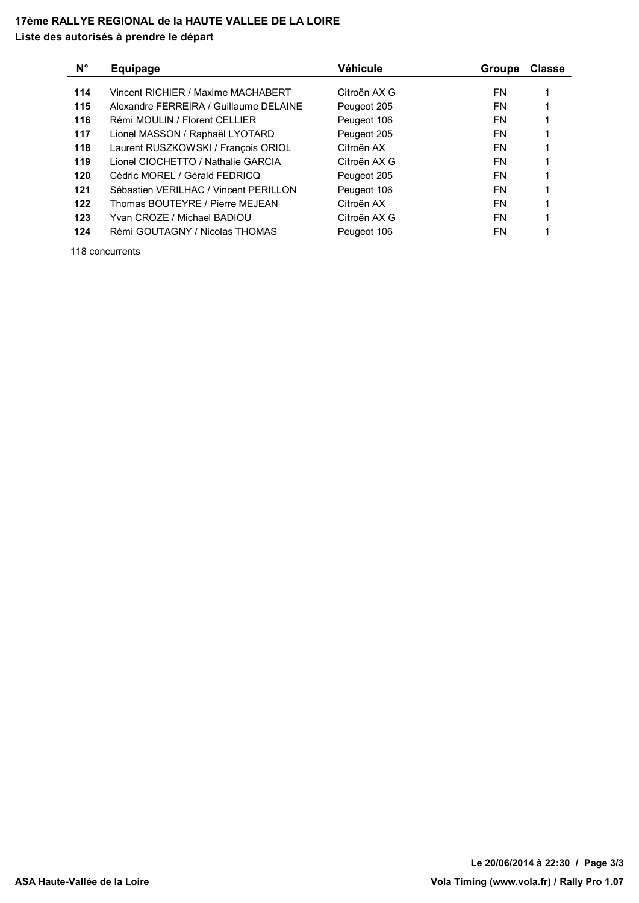**17ème RALLYE REGIONAL de la HAUTE VALLEE DE LA LOIRE**
**Liste des autorisés à prendre le départ**

| N° | Equipage | Véhicule | Groupe | Classe |
|---|---|---|---|---|
| 114 | Vincent RICHIER / Maxime MACHABERT | Citroën AX G | FN | 1 |
| 115 | Alexandre FERREIRA / Guillaume DELAINE | Peugeot 205 | FN | 1 |
| 116 | Rémi MOULIN / Florent CELLIER | Peugeot 106 | FN | 1 |
| 117 | Lionel MASSON / Raphaël LYOTARD | Peugeot 205 | FN | 1 |
| 118 | Laurent RUSZKOWSKI / François ORIOL | Citroën AX | FN | 1 |
| 119 | Lionel CIOCHETTO / Nathalie GARCIA | Citroën AX G | FN | 1 |
| 120 | Cédric MOREL / Gérald FEDRICQ | Peugeot 205 | FN | 1 |
| 121 | Sébastien VERILHAC / Vincent PERILLON | Peugeot 106 | FN | 1 |
| 122 | Thomas BOUTEYRE / Pierre MEJEAN | Citroën AX | FN | 1 |
| 123 | Yvan CROZE / Michael BADIOU | Citroën AX G | FN | 1 |
| 124 | Rémi GOUTAGNY / Nicolas THOMAS | Peugeot 106 | FN | 1 |

118 concurrents

Le 20/06/2014 à 22:30

ASA Haute-Vallée de la Loire

Vola Timing (www.vola.fr) / Rally Pro 1.07